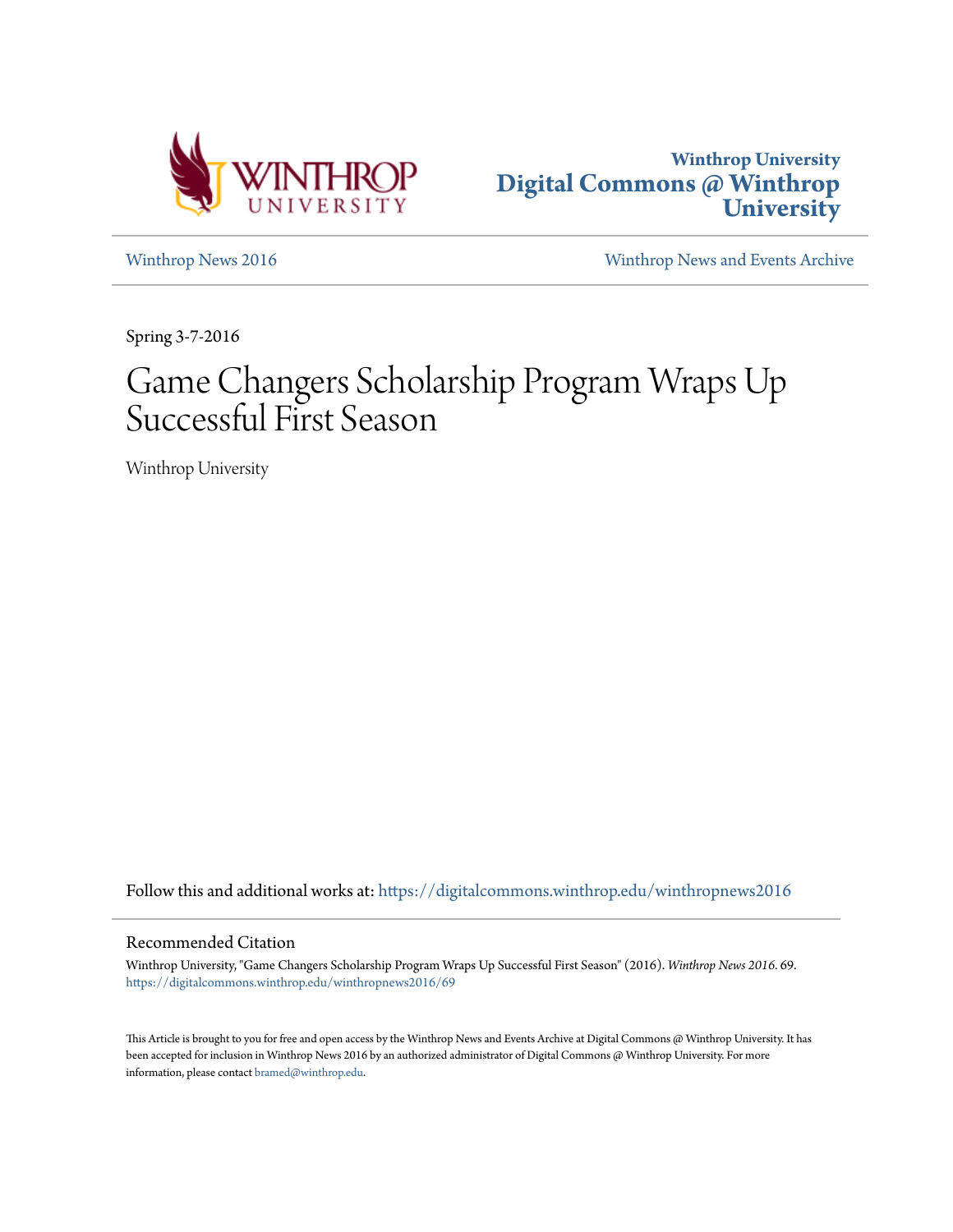Winthrop University
**Digital Commons @ Winthrop University**

Winthrop News 2016

Winthrop News and Events Archive

Spring 3-7-2016

# Game Changers Scholarship Program Wraps Up Successful First Season

Winthrop University

Follow this and additional works at: https://digitalcommons.winthrop.edu/winthropnews2016

## Recommended Citation

Winthrop University, "Game Changers Scholarship Program Wraps Up Successful First Season" (2016). *Winthrop News 2016*. 69.
https://digitalcommons.winthrop.edu/winthropnews2016/69

This Article is brought to you for free and open access by the Winthrop News and Events Archive at Digital Commons @ Winthrop University. It has been accepted for inclusion in Winthrop News 2016 by an authorized administrator of Digital Commons @ Winthrop University. For more information, please contact bramed@winthrop.edu.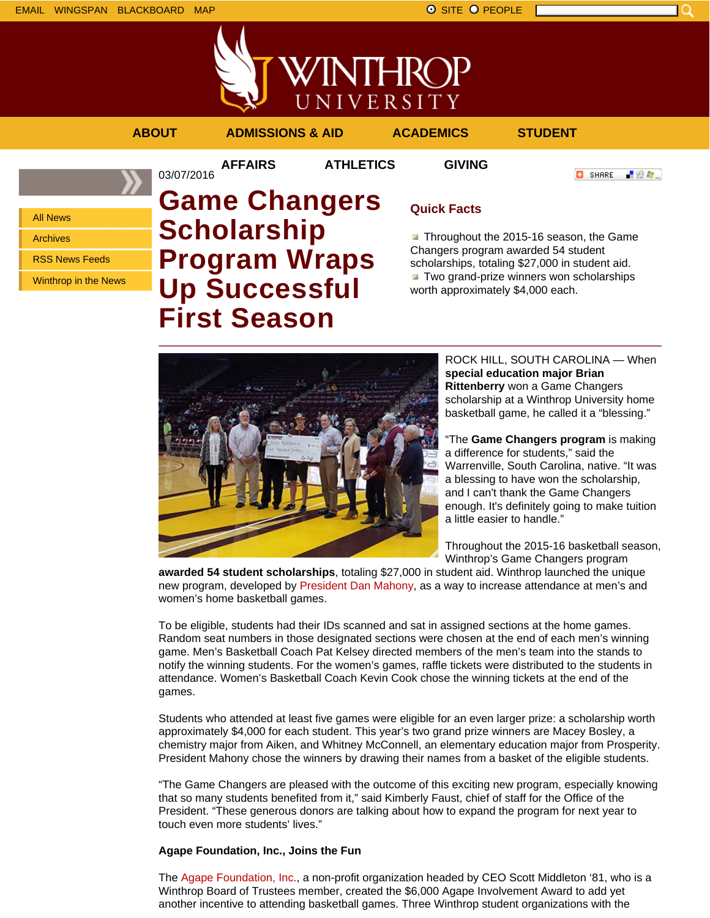EMAIL WINGSPAN BLACKBOARD MAP

ABOUT ADMISSIONS & AID ACADEMICS STUDENT AFFAIRS ATHLETICS GIVING

- All News
- Archives
- RSS News Feeds
- Winthrop in the News

03/07/2016

# Game Changers Scholarship Program Wraps Up Successful First Season

## Quick Facts

- Throughout the 2015-16 season, the Game Changers program awarded 54 student scholarships, totaling $27,000 in student aid.
- Two grand-prize winners won scholarships worth approximately $4,000 each.

---

ROCK HILL, SOUTH CAROLINA — When **special education major Brian Rittenberry** won a Game Changers scholarship at a Winthrop University home basketball game, he called it a "blessing."

"The **Game Changers program** is making a difference for students," said the Warrenville, South Carolina, native. "It was a blessing to have won the scholarship, and I can't thank the Game Changers enough. It's definitely going to make tuition a little easier to handle."

Throughout the 2015-16 basketball season, Winthrop's Game Changers program **awarded 54 student scholarships**, totaling $27,000 in student aid. Winthrop launched the unique new program, developed by President Dan Mahony, as a way to increase attendance at men's and women's home basketball games.

To be eligible, students had their IDs scanned and sat in assigned sections at the home games. Random seat numbers in those designated sections were chosen at the end of each men's winning game. Men's Basketball Coach Pat Kelsey directed members of the men's team into the stands to notify the winning students. For the women's games, raffle tickets were distributed to the students in attendance. Women's Basketball Coach Kevin Cook chose the winning tickets at the end of the games.

Students who attended at least five games were eligible for an even larger prize: a scholarship worth approximately $4,000 for each student. This year's two grand prize winners are Macey Bosley, a chemistry major from Aiken, and Whitney McConnell, an elementary education major from Prosperity. President Mahony chose the winners by drawing their names from a basket of the eligible students.

"The Game Changers are pleased with the outcome of this exciting new program, especially knowing that so many students benefited from it," said Kimberly Faust, chief of staff for the Office of the President. "These generous donors are talking about how to expand the program for next year to touch even more students' lives."

**Agape Foundation, Inc., Joins the Fun**

The Agape Foundation, Inc., a non-profit organization headed by CEO Scott Middleton '81, who is a Winthrop Board of Trustees member, created the $6,000 Agape Involvement Award to add yet another incentive to attending basketball games. Three Winthrop student organizations with the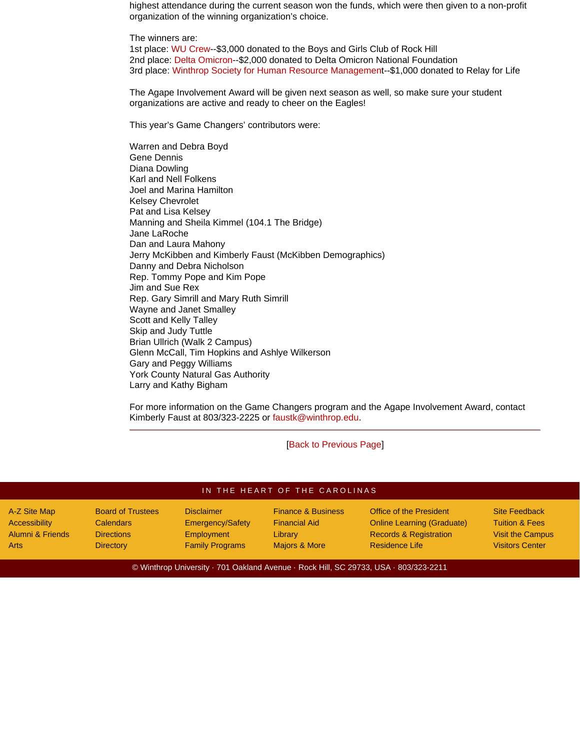highest attendance during the current season won the funds, which were then given to a non-profit organization of the winning organization's choice.

The winners are:
1st place: WU Crew--$3,000 donated to the Boys and Girls Club of Rock Hill
2nd place: Delta Omicron--$2,000 donated to Delta Omicron National Foundation
3rd place: Winthrop Society for Human Resource Management--$1,000 donated to Relay for Life

The Agape Involvement Award will be given next season as well, so make sure your student organizations are active and ready to cheer on the Eagles!

This year's Game Changers' contributors were:

Warren and Debra Boyd
Gene Dennis
Diana Dowling
Karl and Nell Folkens
Joel and Marina Hamilton
Kelsey Chevrolet
Pat and Lisa Kelsey
Manning and Sheila Kimmel (104.1 The Bridge)
Jane LaRoche
Dan and Laura Mahony
Jerry McKibben and Kimberly Faust (McKibben Demographics)
Danny and Debra Nicholson
Rep. Tommy Pope and Kim Pope
Jim and Sue Rex
Rep. Gary Simrill and Mary Ruth Simrill
Wayne and Janet Smalley
Scott and Kelly Talley
Skip and Judy Tuttle
Brian Ullrich (Walk 2 Campus)
Glenn McCall, Tim Hopkins and Ashlye Wilkerson
Gary and Peggy Williams
York County Natural Gas Authority
Larry and Kathy Bigham

For more information on the Game Changers program and the Agape Involvement Award, contact Kimberly Faust at 803/323-2225 or faustk@winthrop.edu.

---

[Back to Previous Page]

IN THE HEART OF THE CAROLINAS

A-Z Site Map
Accessibility
Alumni & Friends
Arts
Board of Trustees
Calendars
Directions
Directory
Disclaimer
Emergency/Safety
Employment
Family Programs
Finance & Business
Financial Aid
Library
Majors & More
Office of the President
Online Learning (Graduate)
Records & Registration
Residence Life
Site Feedback
Tuition & Fees
Visit the Campus
Visitors Center

© Winthrop University · 701 Oakland Avenue · Rock Hill, SC 29733, USA · 803/323-2211